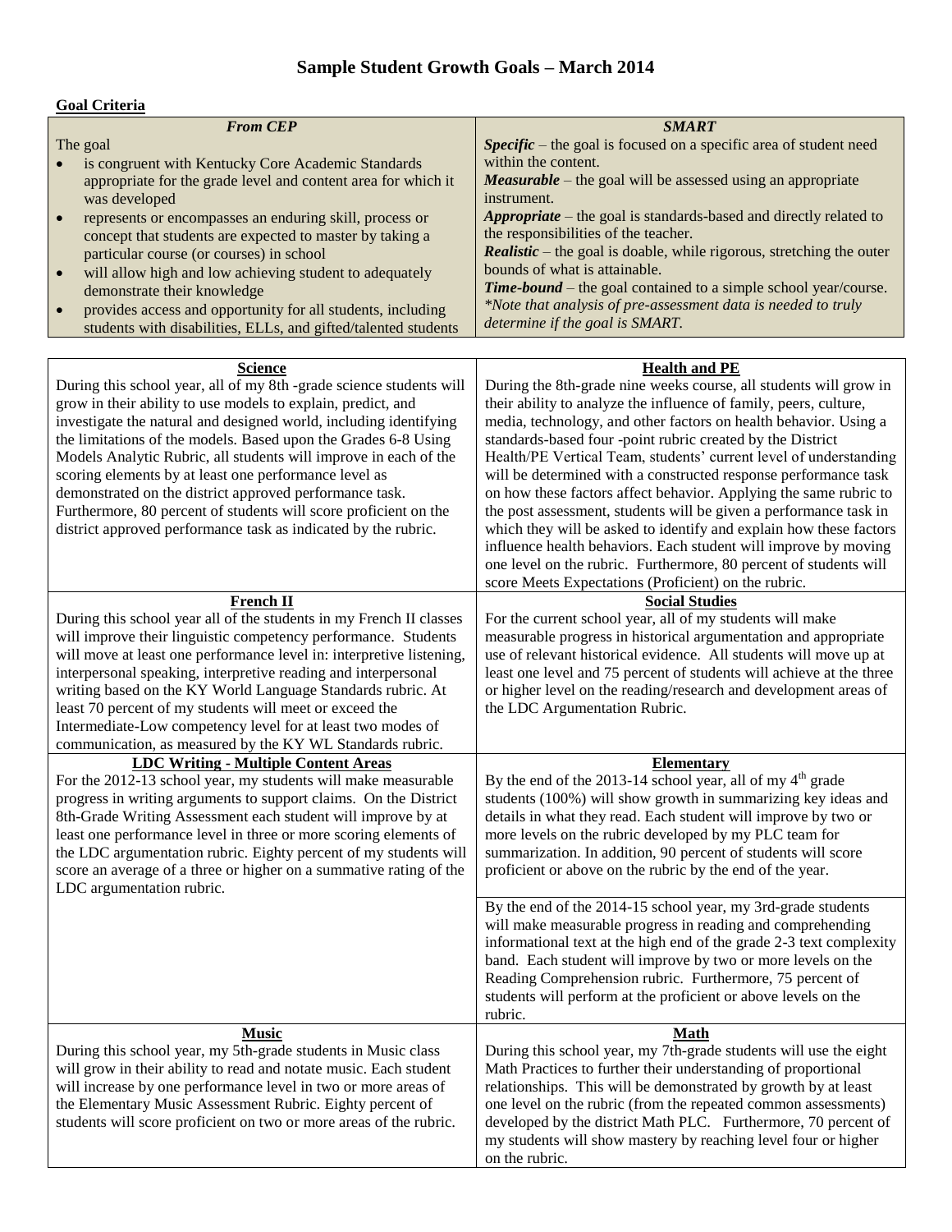# Sample Student Growth Goals – March 2014

**Goal Criteria**

| *From CEP* | *SMART* |
|---|---|
| The goal<br>• is congruent with Kentucky Core Academic Standards appropriate for the grade level and content area for which it was developed<br>• represents or encompasses an enduring skill, process or concept that students are expected to master by taking a particular course (or courses) in school<br>• will allow high and low achieving student to adequately demonstrate their knowledge<br>• provides access and opportunity for all students, including students with disabilities, ELLs, and gifted/talented students | ***Specific*** – the goal is focused on a specific area of student need within the content.<br>***Measurable*** – the goal will be assessed using an appropriate instrument.<br>***Appropriate*** – the goal is standards-based and directly related to the responsibilities of the teacher.<br>***Realistic*** – the goal is doable, while rigorous, stretching the outer bounds of what is attainable.<br>***Time-bound*** – the goal contained to a simple school year/course.<br>*\*Note that analysis of pre-assessment data is needed to truly determine if the goal is SMART.* |

| **Science** | **Health and PE** |
|---|---|
| During this school year, all of my 8th -grade science students will grow in their ability to use models to explain, predict, and investigate the natural and designed world, including identifying the limitations of the models. Based upon the Grades 6-8 Using Models Analytic Rubric, all students will improve in each of the scoring elements by at least one performance level as demonstrated on the district approved performance task. Furthermore, 80 percent of students will score proficient on the district approved performance task as indicated by the rubric. | During the 8th-grade nine weeks course, all students will grow in their ability to analyze the influence of family, peers, culture, media, technology, and other factors on health behavior. Using a standards-based four -point rubric created by the District Health/PE Vertical Team, students' current level of understanding will be determined with a constructed response performance task on how these factors affect behavior. Applying the same rubric to the post assessment, students will be given a performance task in which they will be asked to identify and explain how these factors influence health behaviors. Each student will improve by moving one level on the rubric. Furthermore, 80 percent of students will score Meets Expectations (Proficient) on the rubric. |
| **French II** | **Social Studies** |
| During this school year all of the students in my French II classes will improve their linguistic competency performance. Students will move at least one performance level in: interpretive listening, interpersonal speaking, interpretive reading and interpersonal writing based on the KY World Language Standards rubric. At least 70 percent of my students will meet or exceed the Intermediate-Low competency level for at least two modes of communication, as measured by the KY WL Standards rubric. | For the current school year, all of my students will make measurable progress in historical argumentation and appropriate use of relevant historical evidence. All students will move up at least one level and 75 percent of students will achieve at the three or higher level on the reading/research and development areas of the LDC Argumentation Rubric. |
| **LDC Writing - Multiple Content Areas** | **Elementary** |
| For the 2012-13 school year, my students will make measurable progress in writing arguments to support claims. On the District 8th-Grade Writing Assessment each student will improve by at least one performance level in three or more scoring elements of the LDC argumentation rubric. Eighty percent of my students will score an average of a three or higher on a summative rating of the LDC argumentation rubric. | By the end of the 2013-14 school year, all of my 4th grade students (100%) will show growth in summarizing key ideas and details in what they read. Each student will improve by two or more levels on the rubric developed by my PLC team for summarization. In addition, 90 percent of students will score proficient or above on the rubric by the end of the year.<br><br>By the end of the 2014-15 school year, my 3rd-grade students will make measurable progress in reading and comprehending informational text at the high end of the grade 2-3 text complexity band. Each student will improve by two or more levels on the Reading Comprehension rubric. Furthermore, 75 percent of students will perform at the proficient or above levels on the rubric. |
| **Music** | **Math** |
| During this school year, my 5th-grade students in Music class will grow in their ability to read and notate music. Each student will increase by one performance level in two or more areas of the Elementary Music Assessment Rubric. Eighty percent of students will score proficient on two or more areas of the rubric. | During this school year, my 7th-grade students will use the eight Math Practices to further their understanding of proportional relationships. This will be demonstrated by growth by at least one level on the rubric (from the repeated common assessments) developed by the district Math PLC. Furthermore, 70 percent of my students will show mastery by reaching level four or higher on the rubric. |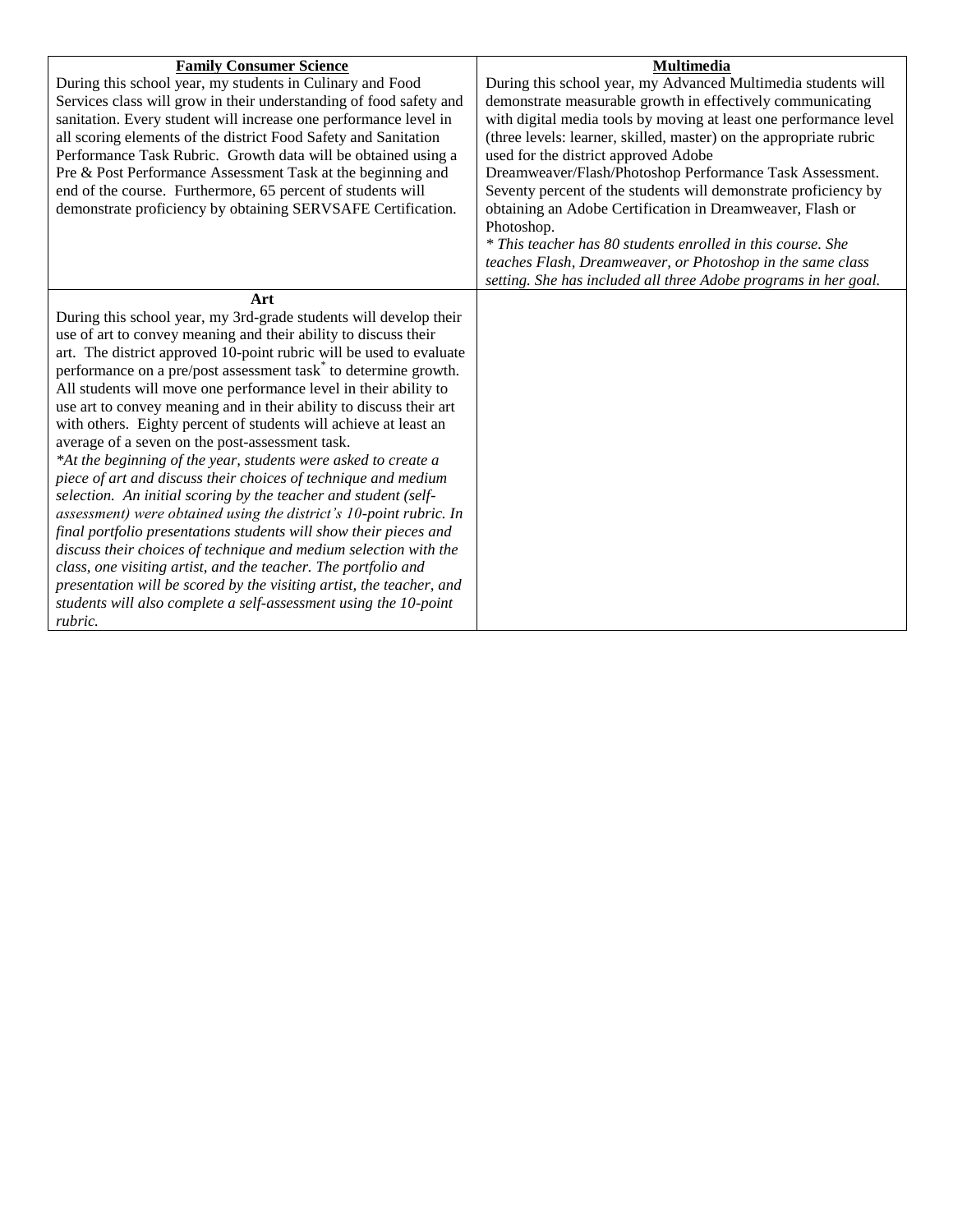| | |
|---|---|
| **Family Consumer Science**<br>During this school year, my students in Culinary and Food Services class will grow in their understanding of food safety and sanitation. Every student will increase one performance level in all scoring elements of the district Food Safety and Sanitation Performance Task Rubric. Growth data will be obtained using a Pre & Post Performance Assessment Task at the beginning and end of the course. Furthermore, 65 percent of students will demonstrate proficiency by obtaining SERVSAFE Certification. | **Multimedia**<br>During this school year, my Advanced Multimedia students will demonstrate measurable growth in effectively communicating with digital media tools by moving at least one performance level (three levels: learner, skilled, master) on the appropriate rubric used for the district approved Adobe Dreamweaver/Flash/Photoshop Performance Task Assessment. Seventy percent of the students will demonstrate proficiency by obtaining an Adobe Certification in Dreamweaver, Flash or Photoshop.<br>*\* This teacher has 80 students enrolled in this course. She teaches Flash, Dreamweaver, or Photoshop in the same class setting. She has included all three Adobe programs in her goal.* |
| **Art**<br>During this school year, my 3rd-grade students will develop their use of art to convey meaning and their ability to discuss their art. The district approved 10-point rubric will be used to evaluate performance on a pre/post assessment task* to determine growth. All students will move one performance level in their ability to use art to convey meaning and in their ability to discuss their art with others. Eighty percent of students will achieve at least an average of a seven on the post-assessment task.<br>*\*At the beginning of the year, students were asked to create a piece of art and discuss their choices of technique and medium selection. An initial scoring by the teacher and student (self-assessment) were obtained using the district's 10-point rubric. In final portfolio presentations students will show their pieces and discuss their choices of technique and medium selection with the class, one visiting artist, and the teacher. The portfolio and presentation will be scored by the visiting artist, the teacher, and students will also complete a self-assessment using the 10-point rubric.* | |